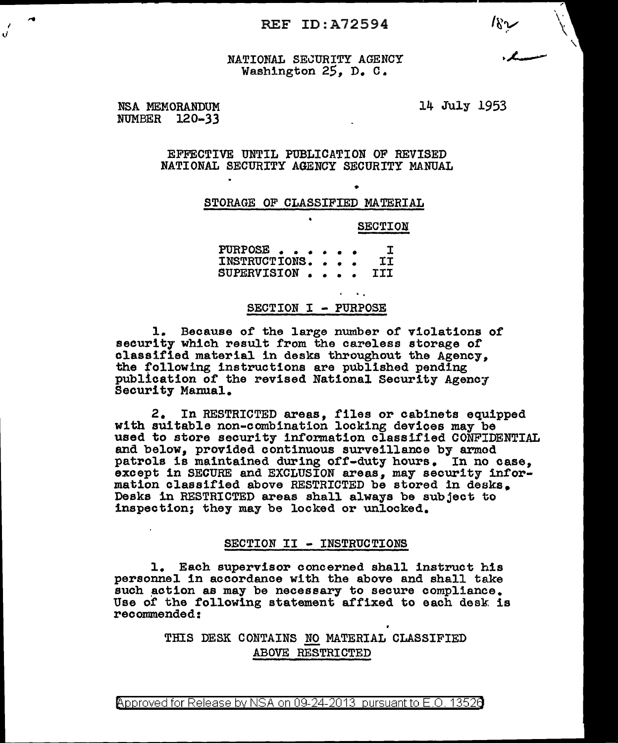REF ID:A72594

NATIONAL SECURITY AGENCY
Washington 25, D. C.

NSA MEMORANDUM
NUMBER 120-33

14 July 1953

EFFECTIVE UNTIL PUBLICATION OF REVISED NATIONAL SECURITY AGENCY SECURITY MANUAL

## STORAGE OF CLASSIFIED MATERIAL

| | SECTION |
|---|---|
| PURPOSE . . . . . . | I |
| INSTRUCTIONS. . . . | II |
| SUPERVISION . . . . | III |

## SECTION I - PURPOSE

1. Because of the large number of violations of security which result from the careless storage of classified material in desks throughout the Agency, the following instructions are published pending publication of the revised National Security Agency Security Manual.

2. In RESTRICTED areas, files or cabinets equipped with suitable non-combination locking devices may be used to store security information classified CONFIDENTIAL and below, provided continuous surveillance by armed patrols is maintained during off-duty hours. In no case, except in SECURE and EXCLUSION areas, may security information classified above RESTRICTED be stored in desks. Desks in RESTRICTED areas shall always be subject to inspection; they may be locked or unlocked.

## SECTION II - INSTRUCTIONS

1. Each supervisor concerned shall instruct his personnel in accordance with the above and shall take such action as may be necessary to secure compliance. Use of the following statement affixed to each desk is recommended:

THIS DESK CONTAINS NO MATERIAL CLASSIFIED ABOVE RESTRICTED

Approved for Release by NSA on 09-24-2013 pursuant to E.O. 13526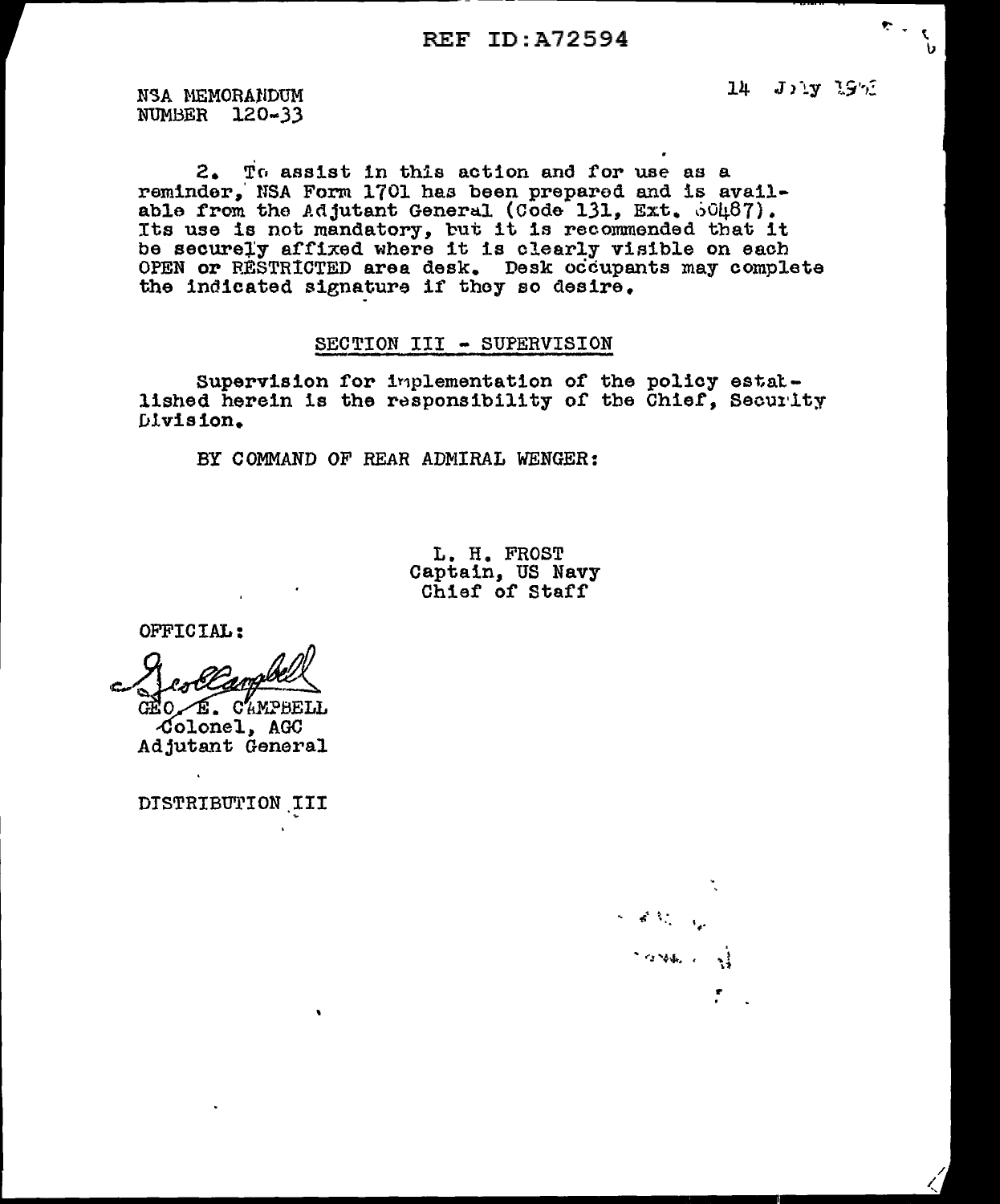NSA MEMORANDUM
NUMBER 120-33

14 July 1952

2. To assist in this action and for use as a reminder, NSA Form 1701 has been prepared and is available from the Adjutant General (Code 131, Ext. 60487). Its use is not mandatory, but it is recommended that it be securely affixed where it is clearly visible on each OPEN or RESTRICTED area desk. Desk occupants may complete the indicated signature if they so desire.

SECTION III - SUPERVISION

Supervision for implementation of the policy established herein is the responsibility of the Chief, Security Division.

BY COMMAND OF REAR ADMIRAL WENGER:

L. H. FROST
Captain, US Navy
Chief of Staff

OFFICIAL:

GEO. E. CAMPBELL
Colonel, AGC
Adjutant General

DISTRIBUTION III